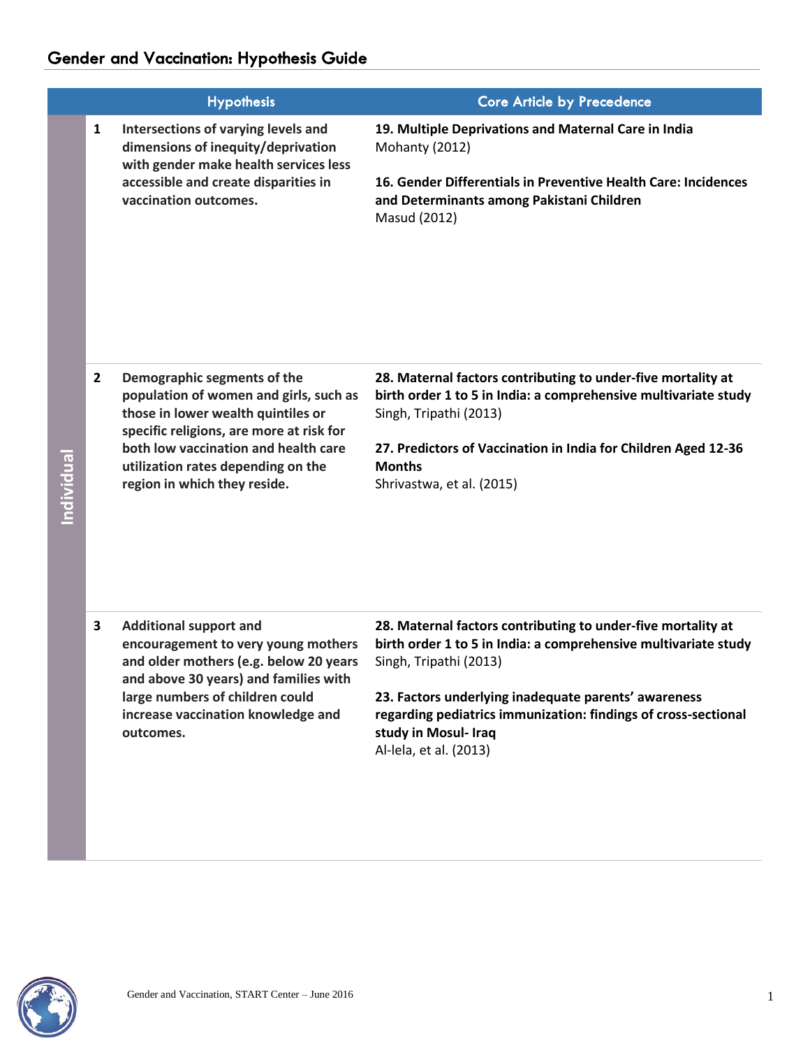## Gender and Vaccination: Hypothesis Guide

| | | Hypothesis | Core Article by Precedence |
|---|---|---|---|
| Individual | 1 | **Intersections of varying levels and dimensions of inequity/deprivation with gender make health services less accessible and create disparities in vaccination outcomes.** | **19. Multiple Deprivations and Maternal Care in India**<br>Mohanty (2012)<br><br>**16. Gender Differentials in Preventive Health Care: Incidences and Determinants among Pakistani Children**<br>Masud (2012) |
| | 2 | **Demographic segments of the population of women and girls, such as those in lower wealth quintiles or specific religions, are more at risk for both low vaccination and health care utilization rates depending on the region in which they reside.** | **28. Maternal factors contributing to under-five mortality at birth order 1 to 5 in India: a comprehensive multivariate study**<br>Singh, Tripathi (2013)<br><br>**27. Predictors of Vaccination in India for Children Aged 12-36 Months**<br>Shrivastwa, et al. (2015) |
| | 3 | **Additional support and encouragement to very young mothers and older mothers (e.g. below 20 years and above 30 years) and families with large numbers of children could increase vaccination knowledge and outcomes.** | **28. Maternal factors contributing to under-five mortality at birth order 1 to 5 in India: a comprehensive multivariate study**<br>Singh, Tripathi (2013)<br><br>**23. Factors underlying inadequate parents' awareness regarding pediatrics immunization: findings of cross-sectional study in Mosul- Iraq**<br>Al-lela, et al. (2013) |

Gender and Vaccination, START Center – June 2016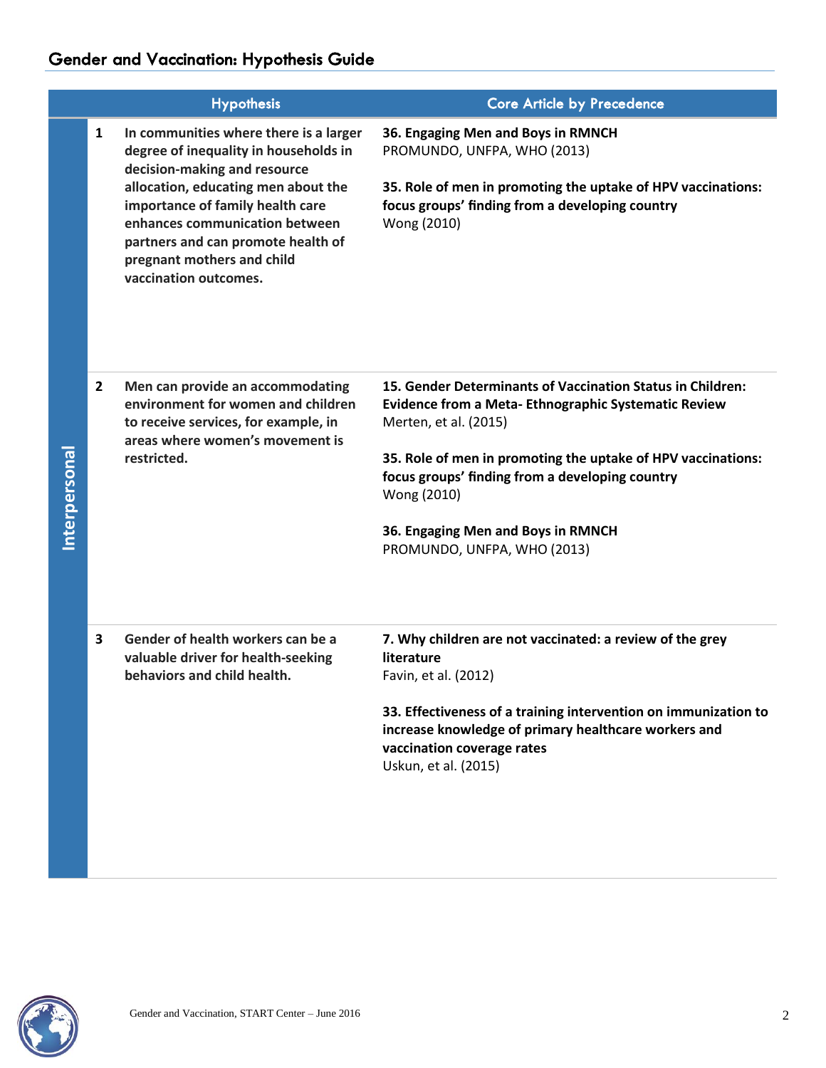## Gender and Vaccination: Hypothesis Guide

| | | Hypothesis | Core Article by Precedence |
|---|---|---|---|
| Interpersonal | 1 | **In communities where there is a larger degree of inequality in households in decision-making and resource allocation, educating men about the importance of family health care enhances communication between partners and can promote health of pregnant mothers and child vaccination outcomes.** | **36. Engaging Men and Boys in RMNCH**<br>PROMUNDO, UNFPA, WHO (2013)<br><br>**35. Role of men in promoting the uptake of HPV vaccinations: focus groups' finding from a developing country**<br>Wong (2010) |
| Interpersonal | 2 | **Men can provide an accommodating environment for women and children to receive services, for example, in areas where women's movement is restricted.** | **15. Gender Determinants of Vaccination Status in Children: Evidence from a Meta- Ethnographic Systematic Review**<br>Merten, et al. (2015)<br><br>**35. Role of men in promoting the uptake of HPV vaccinations: focus groups' finding from a developing country**<br>Wong (2010)<br><br>**36. Engaging Men and Boys in RMNCH**<br>PROMUNDO, UNFPA, WHO (2013) |
| Interpersonal | 3 | **Gender of health workers can be a valuable driver for health-seeking behaviors and child health.** | **7. Why children are not vaccinated: a review of the grey literature**<br>Favin, et al. (2012)<br><br>**33. Effectiveness of a training intervention on immunization to increase knowledge of primary healthcare workers and vaccination coverage rates**<br>Uskun, et al. (2015) |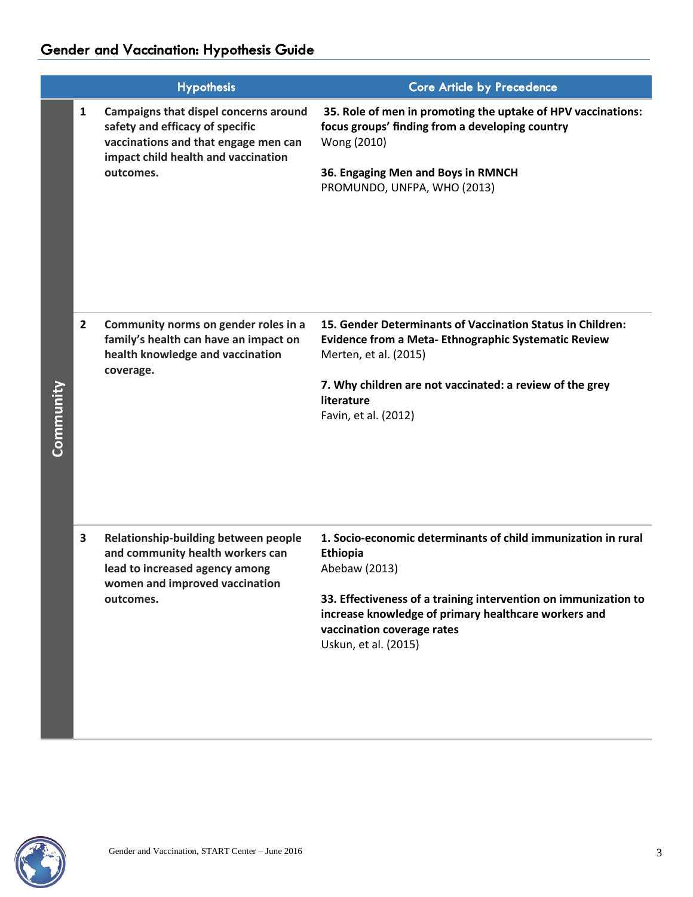## Gender and Vaccination: Hypothesis Guide

| | | Hypothesis | Core Article by Precedence |
|---|---|---|---|
| Community | 1 | **Campaigns that dispel concerns around safety and efficacy of specific vaccinations and that engage men can impact child health and vaccination outcomes.** | **35. Role of men in promoting the uptake of HPV vaccinations: focus groups' finding from a developing country** Wong (2010)<br><br>**36. Engaging Men and Boys in RMNCH** PROMUNDO, UNFPA, WHO (2013) |
| | 2 | **Community norms on gender roles in a family's health can have an impact on health knowledge and vaccination coverage.** | **15. Gender Determinants of Vaccination Status in Children: Evidence from a Meta- Ethnographic Systematic Review** Merten, et al. (2015)<br><br>**7. Why children are not vaccinated: a review of the grey literature** Favin, et al. (2012) |
| | 3 | **Relationship-building between people and community health workers can lead to increased agency among women and improved vaccination outcomes.** | **1. Socio-economic determinants of child immunization in rural Ethiopia** Abebaw (2013)<br><br>**33. Effectiveness of a training intervention on immunization to increase knowledge of primary healthcare workers and vaccination coverage rates** Uskun, et al. (2015) |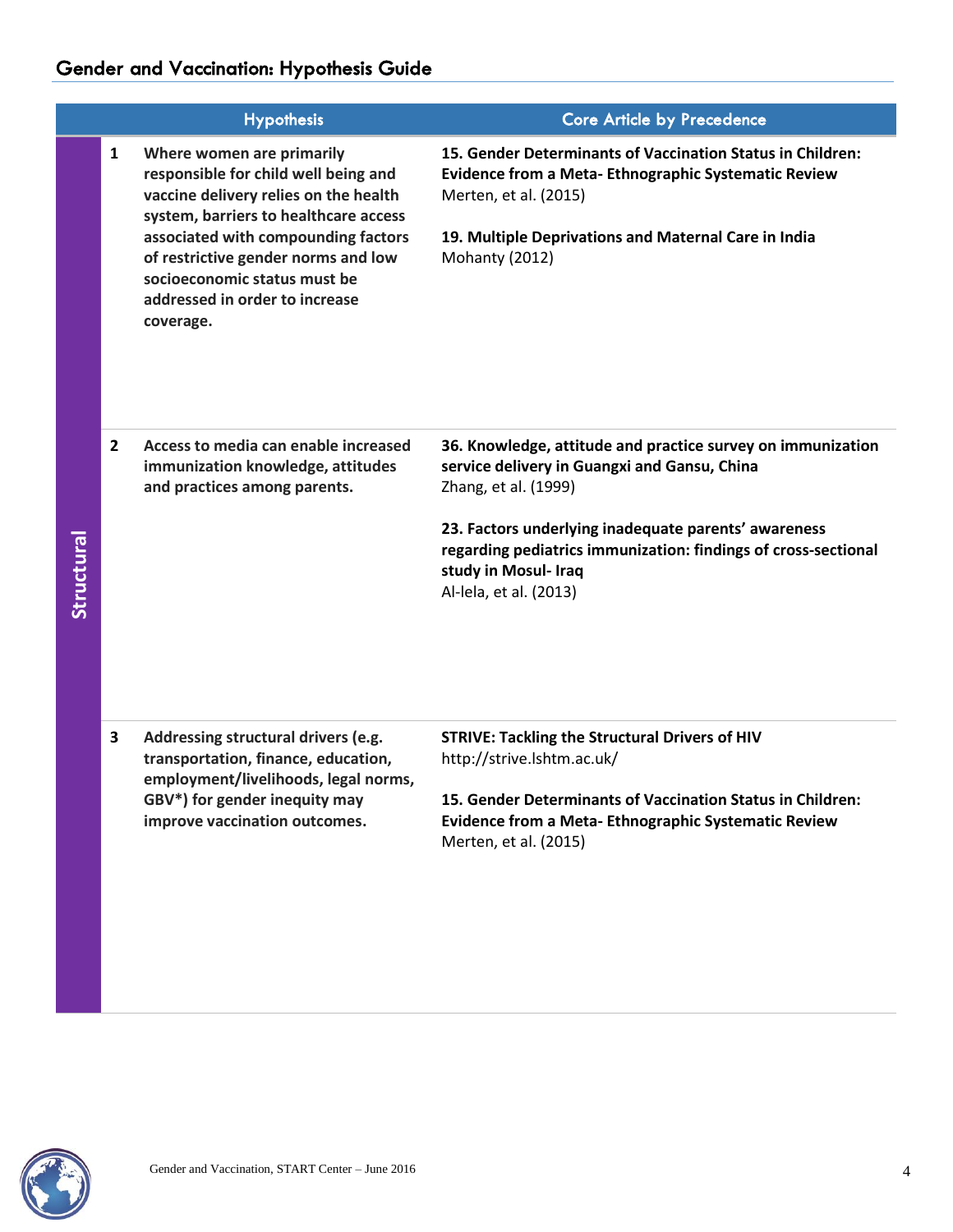## Gender and Vaccination: Hypothesis Guide

| | | Hypothesis | Core Article by Precedence |
|---|---|---|---|
| Structural | 1 | **Where women are primarily responsible for child well being and vaccine delivery relies on the health system, barriers to healthcare access associated with compounding factors of restrictive gender norms and low socioeconomic status must be addressed in order to increase coverage.** | **15. Gender Determinants of Vaccination Status in Children: Evidence from a Meta- Ethnographic Systematic Review**<br>Merten, et al. (2015)<br><br>**19. Multiple Deprivations and Maternal Care in India**<br>Mohanty (2012) |
| Structural | 2 | **Access to media can enable increased immunization knowledge, attitudes and practices among parents.** | **36. Knowledge, attitude and practice survey on immunization service delivery in Guangxi and Gansu, China**<br>Zhang, et al. (1999)<br><br>**23. Factors underlying inadequate parents' awareness regarding pediatrics immunization: findings of cross-sectional study in Mosul- Iraq**<br>Al-lela, et al. (2013) |
| Structural | 3 | **Addressing structural drivers (e.g. transportation, finance, education, employment/livelihoods, legal norms, GBV*) for gender inequity may improve vaccination outcomes.** | **STRIVE: Tackling the Structural Drivers of HIV**<br>http://strive.lshtm.ac.uk/<br><br>**15. Gender Determinants of Vaccination Status in Children: Evidence from a Meta- Ethnographic Systematic Review**<br>Merten, et al. (2015) |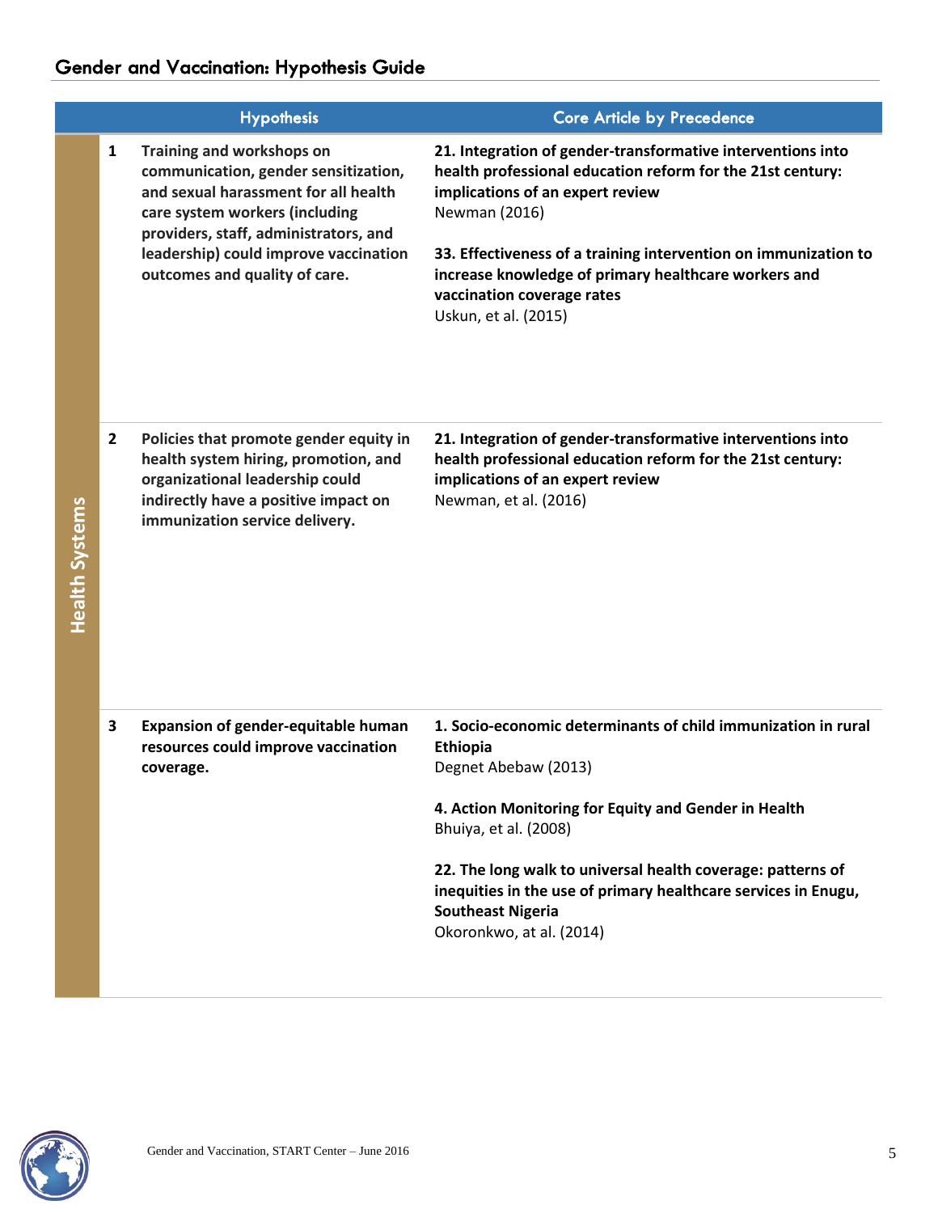## Gender and Vaccination: Hypothesis Guide

| | | Hypothesis | Core Article by Precedence |
|---|---|---|---|
| Health Systems | 1 | **Training and workshops on communication, gender sensitization, and sexual harassment for all health care system workers (including providers, staff, administrators, and leadership) could improve vaccination outcomes and quality of care.** | **21. Integration of gender-transformative interventions into health professional education reform for the 21st century: implications of an expert review** Newman (2016)<br><br>**33. Effectiveness of a training intervention on immunization to increase knowledge of primary healthcare workers and vaccination coverage rates** Uskun, et al. (2015) |
| Health Systems | 2 | **Policies that promote gender equity in health system hiring, promotion, and organizational leadership could indirectly have a positive impact on immunization service delivery.** | **21. Integration of gender-transformative interventions into health professional education reform for the 21st century: implications of an expert review** Newman, et al. (2016) |
| Health Systems | 3 | **Expansion of gender-equitable human resources could improve vaccination coverage.** | **1. Socio-economic determinants of child immunization in rural Ethiopia** Degnet Abebaw (2013)<br><br>**4. Action Monitoring for Equity and Gender in Health** Bhuiya, et al. (2008)<br><br>**22. The long walk to universal health coverage: patterns of inequities in the use of primary healthcare services in Enugu, Southeast Nigeria** Okoronkwo, at al. (2014) |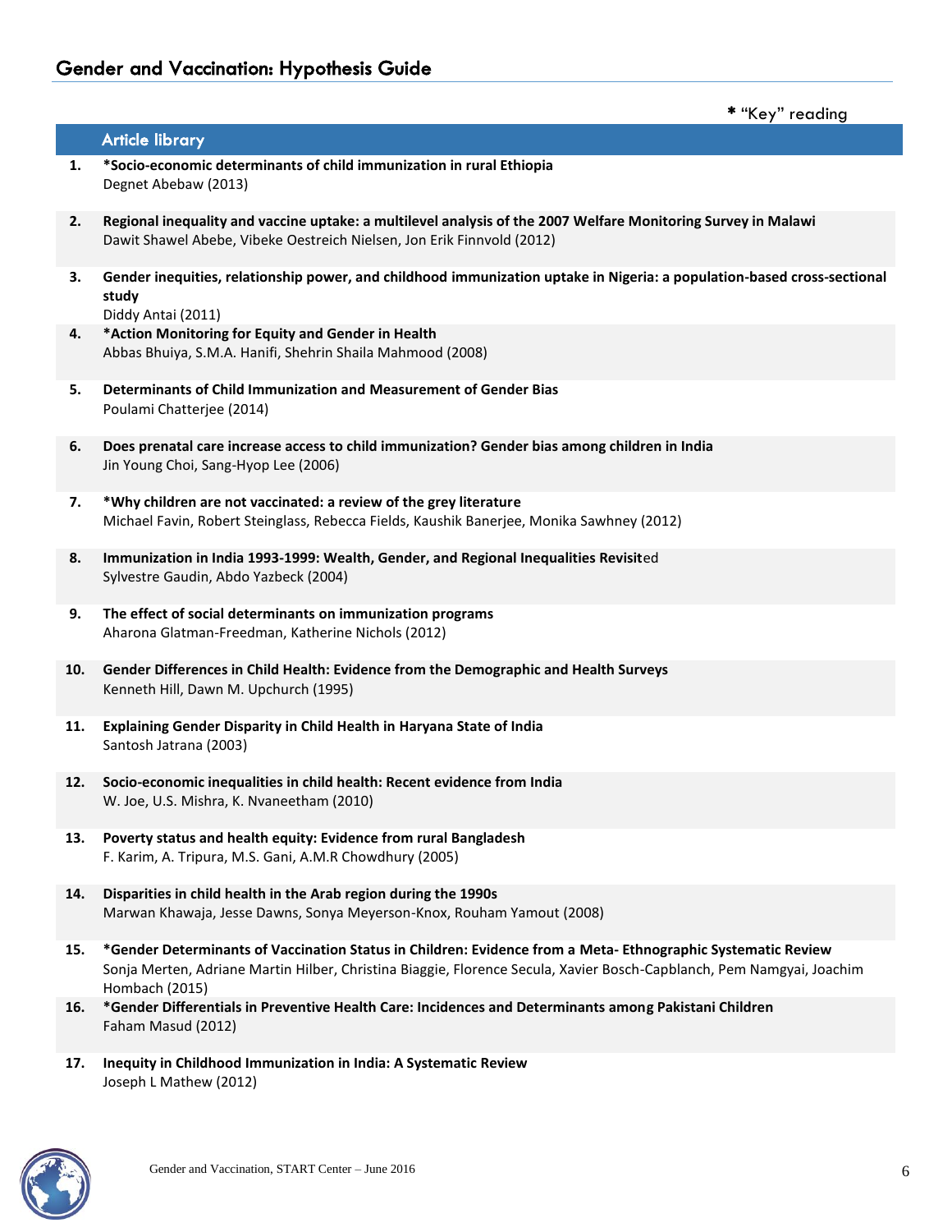\* "Key" reading

## Article library

1. **\*Socio-economic determinants of child immunization in rural Ethiopia**
   Degnet Abebaw (2013)

2. **Regional inequality and vaccine uptake: a multilevel analysis of the 2007 Welfare Monitoring Survey in Malawi**
   Dawit Shawel Abebe, Vibeke Oestreich Nielsen, Jon Erik Finnvold (2012)

3. **Gender inequities, relationship power, and childhood immunization uptake in Nigeria: a population-based cross-sectional study**
   Diddy Antai (2011)

4. **\*Action Monitoring for Equity and Gender in Health**
   Abbas Bhuiya, S.M.A. Hanifi, Shehrin Shaila Mahmood (2008)

5. **Determinants of Child Immunization and Measurement of Gender Bias**
   Poulami Chatterjee (2014)

6. **Does prenatal care increase access to child immunization? Gender bias among children in India**
   Jin Young Choi, Sang-Hyop Lee (2006)

7. **\*Why children are not vaccinated: a review of the grey literature**
   Michael Favin, Robert Steinglass, Rebecca Fields, Kaushik Banerjee, Monika Sawhney (2012)

8. **Immunization in India 1993-1999: Wealth, Gender, and Regional Inequalities Revisit**ed
   Sylvestre Gaudin, Abdo Yazbeck (2004)

9. **The effect of social determinants on immunization programs**
   Aharona Glatman-Freedman, Katherine Nichols (2012)

10. **Gender Differences in Child Health: Evidence from the Demographic and Health Surveys**
    Kenneth Hill, Dawn M. Upchurch (1995)

11. **Explaining Gender Disparity in Child Health in Haryana State of India**
    Santosh Jatrana (2003)

12. **Socio-economic inequalities in child health: Recent evidence from India**
    W. Joe, U.S. Mishra, K. Nvaneetham (2010)

13. **Poverty status and health equity: Evidence from rural Bangladesh**
    F. Karim, A. Tripura, M.S. Gani, A.M.R Chowdhury (2005)

14. **Disparities in child health in the Arab region during the 1990s**
    Marwan Khawaja, Jesse Dawns, Sonya Meyerson-Knox, Rouham Yamout (2008)

15. **\*Gender Determinants of Vaccination Status in Children: Evidence from a Meta- Ethnographic Systematic Review**
    Sonja Merten, Adriane Martin Hilber, Christina Biaggie, Florence Secula, Xavier Bosch-Capblanch, Pem Namgyai, Joachim Hombach (2015)

16. **\*Gender Differentials in Preventive Health Care: Incidences and Determinants among Pakistani Children**
    Faham Masud (2012)

17. **Inequity in Childhood Immunization in India: A Systematic Review**
    Joseph L Mathew (2012)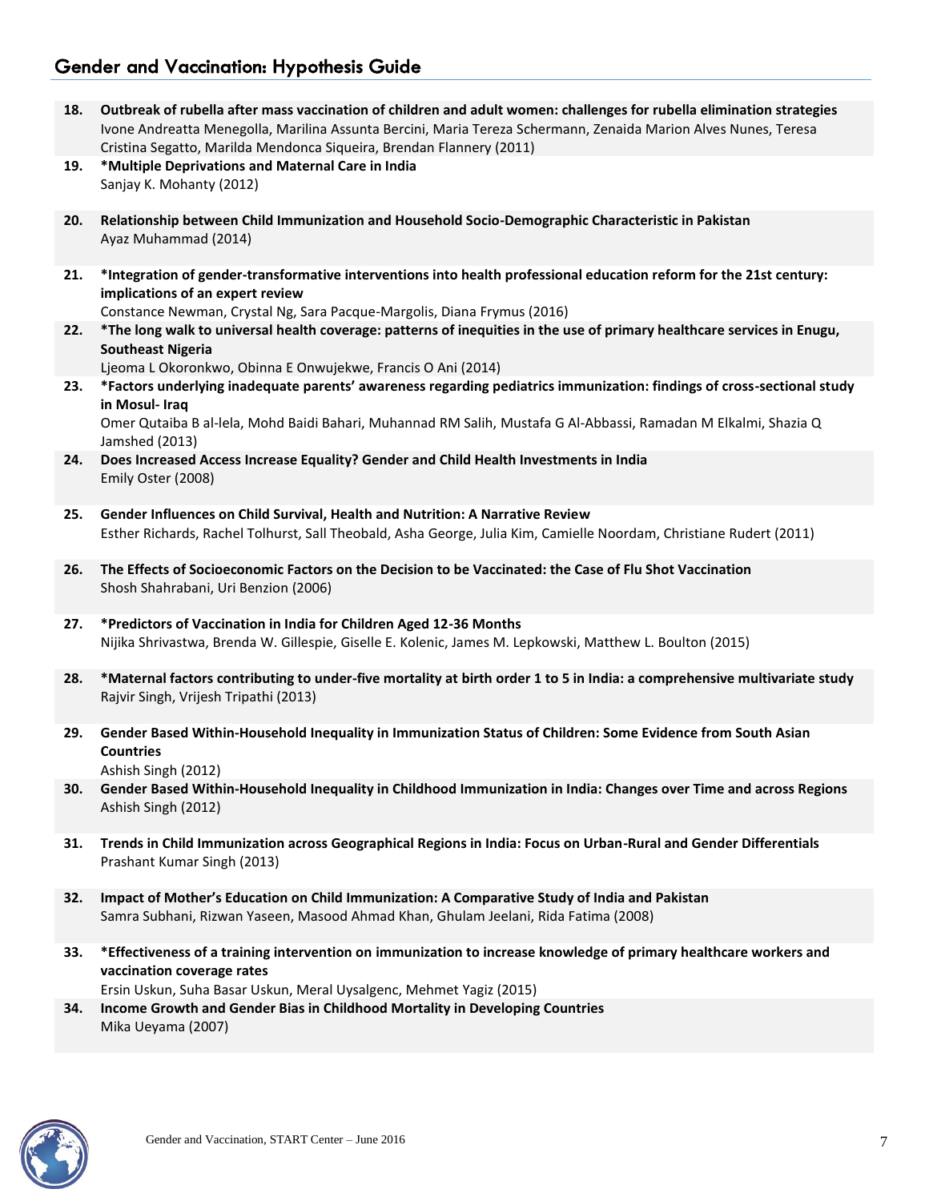18. **Outbreak of rubella after mass vaccination of children and adult women: challenges for rubella elimination strategies**
    Ivone Andreatta Menegolla, Marilina Assunta Bercini, Maria Tereza Schermann, Zenaida Marion Alves Nunes, Teresa Cristina Segatto, Marilda Mendonca Siqueira, Brendan Flannery (2011)
19. ***Multiple Deprivations and Maternal Care in India**
    Sanjay K. Mohanty (2012)
20. **Relationship between Child Immunization and Household Socio-Demographic Characteristic in Pakistan**
    Ayaz Muhammad (2014)
21. ***Integration of gender-transformative interventions into health professional education reform for the 21st century: implications of an expert review**
    Constance Newman, Crystal Ng, Sara Pacque-Margolis, Diana Frymus (2016)
22. ***The long walk to universal health coverage: patterns of inequities in the use of primary healthcare services in Enugu, Southeast Nigeria**
    Ljeoma L Okoronkwo, Obinna E Onwujekwe, Francis O Ani (2014)
23. ***Factors underlying inadequate parents' awareness regarding pediatrics immunization: findings of cross-sectional study in Mosul- Iraq**
    Omer Qutaiba B al-lela, Mohd Baidi Bahari, Muhannad RM Salih, Mustafa G Al-Abbassi, Ramadan M Elkalmi, Shazia Q Jamshed (2013)
24. **Does Increased Access Increase Equality? Gender and Child Health Investments in India**
    Emily Oster (2008)
25. **Gender Influences on Child Survival, Health and Nutrition: A Narrative Review**
    Esther Richards, Rachel Tolhurst, Sall Theobald, Asha George, Julia Kim, Camielle Noordam, Christiane Rudert (2011)
26. **The Effects of Socioeconomic Factors on the Decision to be Vaccinated: the Case of Flu Shot Vaccination**
    Shosh Shahrabani, Uri Benzion (2006)
27. ***Predictors of Vaccination in India for Children Aged 12-36 Months**
    Nijika Shrivastwa, Brenda W. Gillespie, Giselle E. Kolenic, James M. Lepkowski, Matthew L. Boulton (2015)
28. ***Maternal factors contributing to under-five mortality at birth order 1 to 5 in India: a comprehensive multivariate study**
    Rajvir Singh, Vrijesh Tripathi (2013)
29. **Gender Based Within-Household Inequality in Immunization Status of Children: Some Evidence from South Asian Countries**
    Ashish Singh (2012)
30. **Gender Based Within-Household Inequality in Childhood Immunization in India: Changes over Time and across Regions**
    Ashish Singh (2012)
31. **Trends in Child Immunization across Geographical Regions in India: Focus on Urban-Rural and Gender Differentials**
    Prashant Kumar Singh (2013)
32. **Impact of Mother's Education on Child Immunization: A Comparative Study of India and Pakistan**
    Samra Subhani, Rizwan Yaseen, Masood Ahmad Khan, Ghulam Jeelani, Rida Fatima (2008)
33. ***Effectiveness of a training intervention on immunization to increase knowledge of primary healthcare workers and vaccination coverage rates**
    Ersin Uskun, Suha Basar Uskun, Meral Uysalgenc, Mehmet Yagiz (2015)
34. **Income Growth and Gender Bias in Childhood Mortality in Developing Countries**
    Mika Ueyama (2007)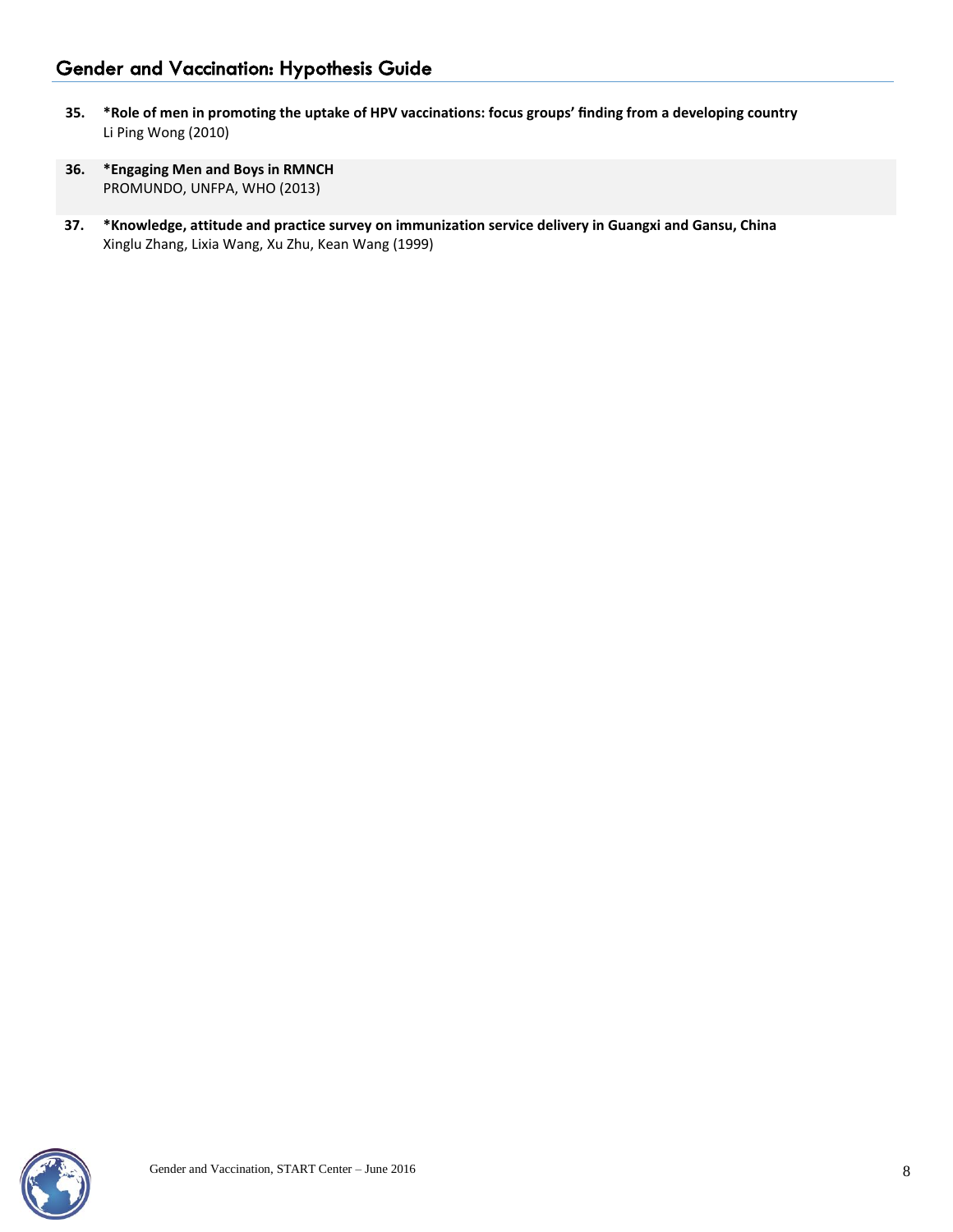35. **\*Role of men in promoting the uptake of HPV vaccinations: focus groups' finding from a developing country**
    Li Ping Wong (2010)

36. **\*Engaging Men and Boys in RMNCH**
    PROMUNDO, UNFPA, WHO (2013)

37. **\*Knowledge, attitude and practice survey on immunization service delivery in Guangxi and Gansu, China**
    Xinglu Zhang, Lixia Wang, Xu Zhu, Kean Wang (1999)